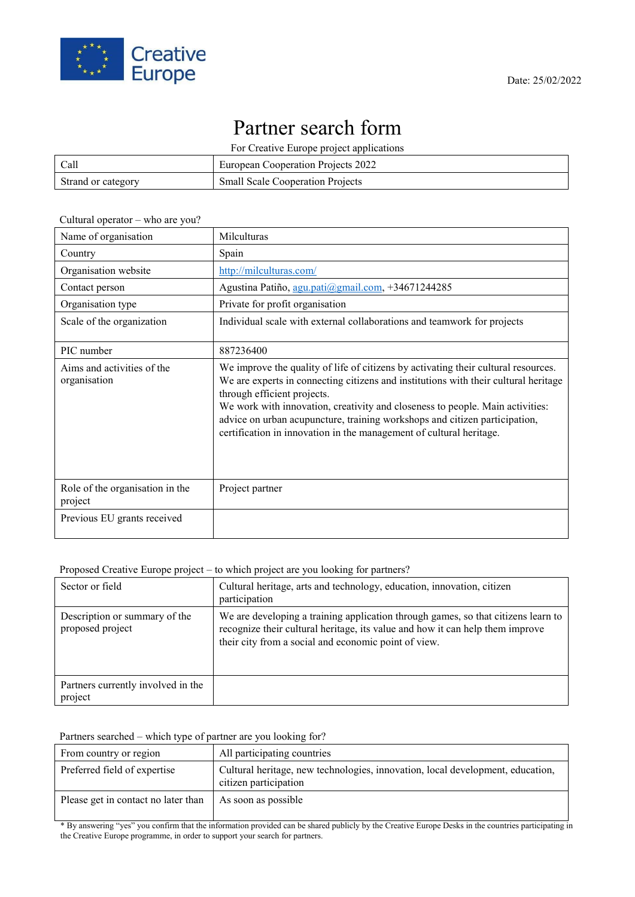Creative Europe

Date: 25/02/2022

# Partner search form

For Creative Europe project applications

| Call | European Cooperation Projects 2022 |
|---|---|
| Strand or category | Small Scale Cooperation Projects |

Cultural operator – who are you?

| Name of organisation | Milculturas |
|---|---|
| Country | Spain |
| Organisation website | http://milculturas.com/ |
| Contact person | Agustina Patiño, agu.pati@gmail.com, +34671244285 |
| Organisation type | Private for profit organisation |
| Scale of the organization | Individual scale with external collaborations and teamwork for projects |
| PIC number | 887236400 |
| Aims and activities of the organisation | We improve the quality of life of citizens by activating their cultural resources. We are experts in connecting citizens and institutions with their cultural heritage through efficient projects. We work with innovation, creativity and closeness to people. Main activities: advice on urban acupuncture, training workshops and citizen participation, certification in innovation in the management of cultural heritage. |
| Role of the organisation in the project | Project partner |
| Previous EU grants received | |

Proposed Creative Europe project – to which project are you looking for partners?

| Sector or field | Cultural heritage, arts and technology, education, innovation, citizen participation |
|---|---|
| Description or summary of the proposed project | We are developing a training application through games, so that citizens learn to recognize their cultural heritage, its value and how it can help them improve their city from a social and economic point of view. |
| Partners currently involved in the project | |

Partners searched – which type of partner are you looking for?

| From country or region | All participating countries |
|---|---|
| Preferred field of expertise | Cultural heritage, new technologies, innovation, local development, education, citizen participation |
| Please get in contact no later than | As soon as possible |

* By answering "yes" you confirm that the information provided can be shared publicly by the Creative Europe Desks in the countries participating in the Creative Europe programme, in order to support your search for partners.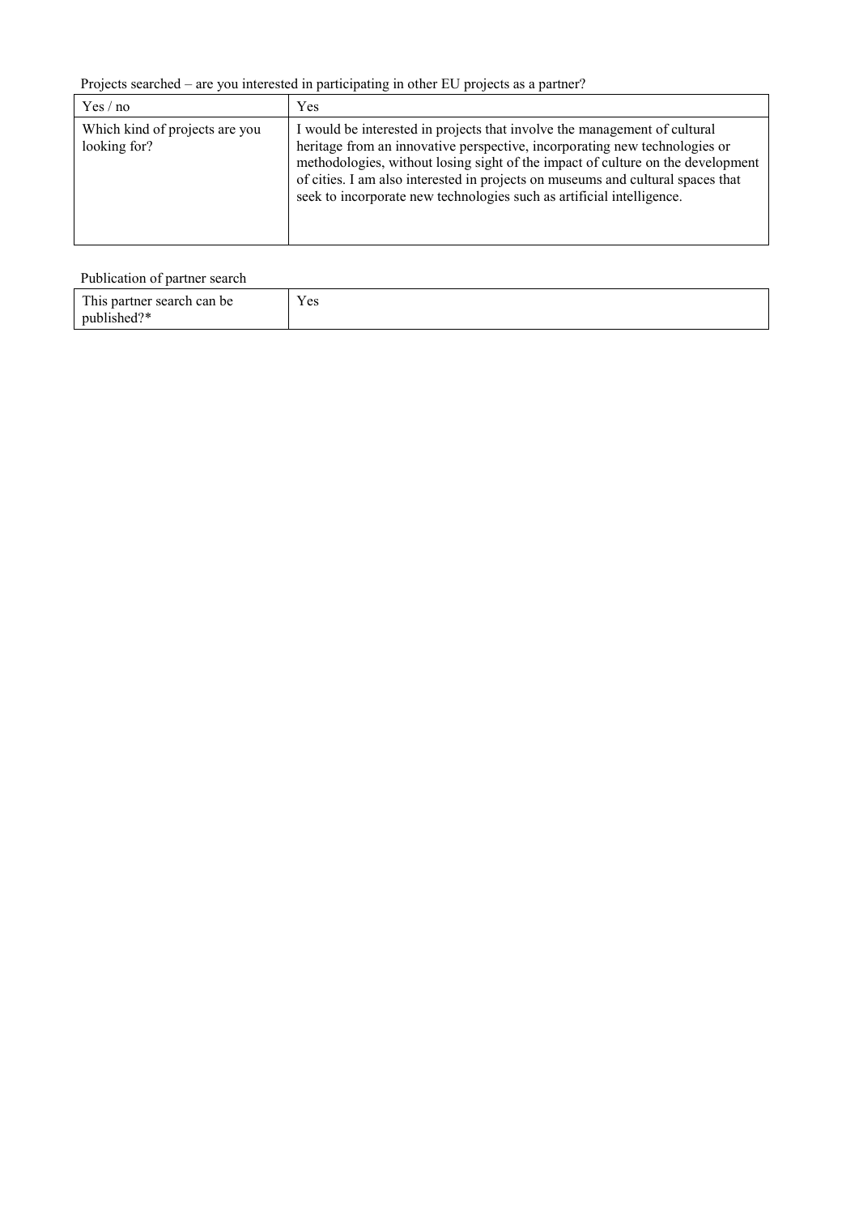Projects searched – are you interested in participating in other EU projects as a partner?

| | |
|---|---|
| Yes / no | Yes |
| Which kind of projects are you looking for? | I would be interested in projects that involve the management of cultural heritage from an innovative perspective, incorporating new technologies or methodologies, without losing sight of the impact of culture on the development of cities. I am also interested in projects on museums and cultural spaces that seek to incorporate new technologies such as artificial intelligence. |

Publication of partner search

| | |
|---|---|
| This partner search can be published?* | Yes |